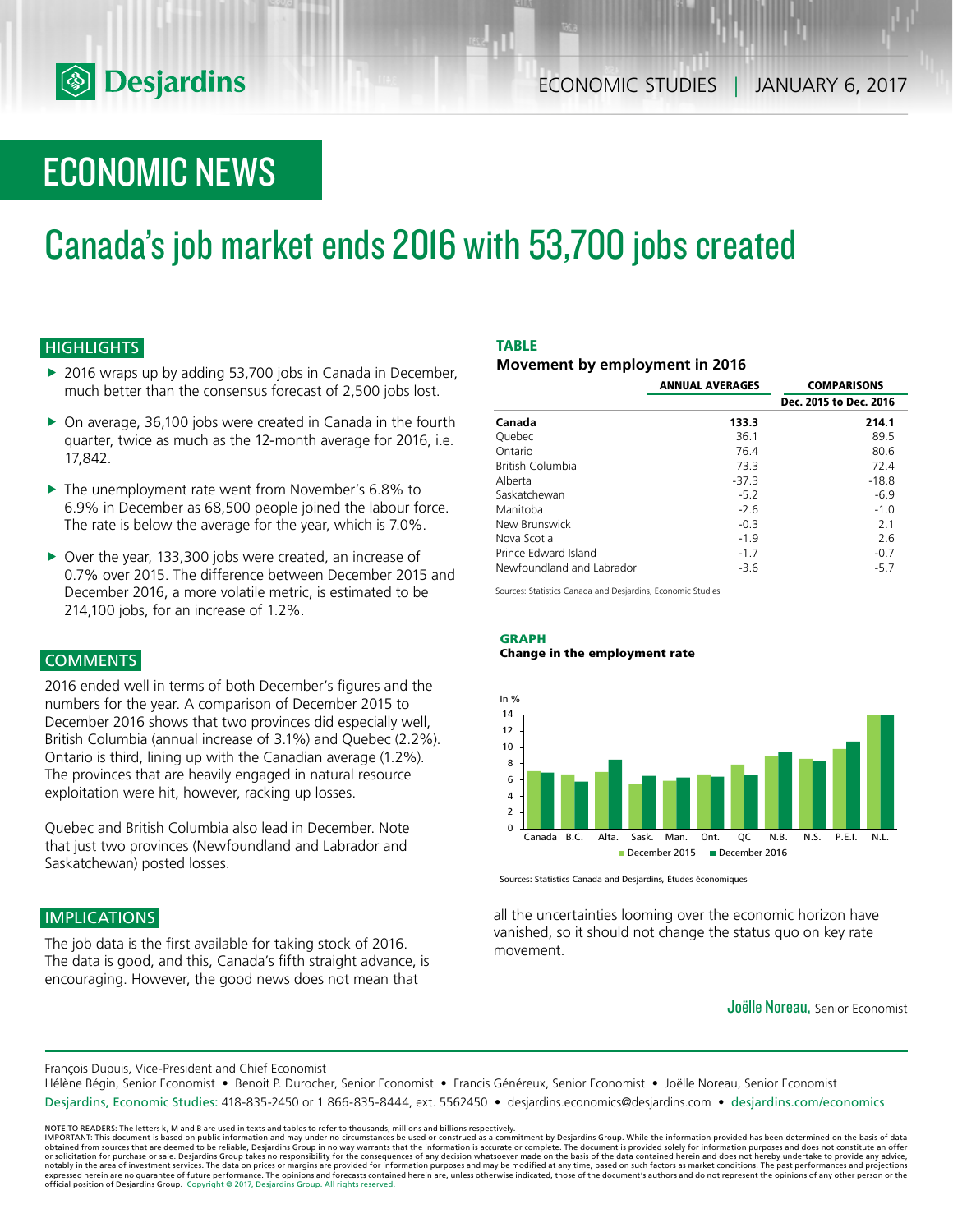# ECONOMIC NEWS

# Canada's job market ends 2016 with 53,700 jobs created

## HIGHLIGHTS

- 2016 wraps up by adding 53,700 jobs in Canada in December, much better than the consensus forecast of 2,500 jobs lost.
- On average, 36,100 jobs were created in Canada in the fourth quarter, twice as much as the 12-month average for 2016, i.e. 17,842.
- The unemployment rate went from November's 6.8% to 6.9% in December as 68,500 people joined the labour force. The rate is below the average for the year, which is 7.0%.
- Over the year, 133,300 jobs were created, an increase of 0.7% over 2015. The difference between December 2015 and December 2016, a more volatile metric, is estimated to be 214,100 jobs, for an increase of 1.2%.

## COMMENTS

2016 ended well in terms of both December's figures and the numbers for the year. A comparison of December 2015 to December 2016 shows that two provinces did especially well, British Columbia (annual increase of 3.1%) and Quebec (2.2%). Ontario is third, lining up with the Canadian average (1.2%). The provinces that are heavily engaged in natural resource exploitation were hit, however, racking up losses.

Quebec and British Columbia also lead in December. Note that just two provinces (Newfoundland and Labrador and Saskatchewan) posted losses.

## IMPLICATIONS

The job data is the first available for taking stock of 2016. The data is good, and this, Canada's fifth straight advance, is encouraging. However, the good news does not mean that all the uncertainties looming over the economic horizon have vanished, so it should not change the status quo on key rate movement.

**TABLE**

**Movement by employment in 2016**

| | ANNUAL AVERAGES | COMPARISONS |
|---|---|---|
| | | Dec. 2015 to Dec. 2016 |
| **Canada** | **133.3** | **214.1** |
| Quebec | 36.1 | 89.5 |
| Ontario | 76.4 | 80.6 |
| British Columbia | 73.3 | 72.4 |
| Alberta | -37.3 | -18.8 |
| Saskatchewan | -5.2 | -6.9 |
| Manitoba | -2.6 | -1.0 |
| New Brunswick | -0.3 | 2.1 |
| Nova Scotia | -1.9 | 2.6 |
| Prince Edward Island | -1.7 | -0.7 |
| Newfoundland and Labrador | -3.6 | -5.7 |

Sources: Statistics Canada and Desjardins, Economic Studies

**GRAPH**

**Change in the employment rate**

In %

14
12
10
8
6
4
2
0

Canada B.C. Alta. Sask. Man. Ont. QC N.B. N.S. P.E.I. N.L.

December 2015 December 2016

Sources: Statistics Canada and Desjardins, Études économiques

Joëlle Noreau, Senior Economist

François Dupuis, Vice-President and Chief Economist
Hélène Bégin, Senior Economist • Benoit P. Durocher, Senior Economist • Francis Généreux, Senior Economist • Joëlle Noreau, Senior Economist
Desjardins, Economic Studies: 418-835-2450 or 1 866-835-8444, ext. 5562450 • desjardins.economics@desjardins.com • desjardins.com/economics

NOTE TO READERS: The letters k, M and B are used in texts and tables to refer to thousands, millions and billions respectively.
IMPORTANT: This document is based on public information and may under no circumstances be used or construed as a commitment by Desjardins Group. While the information provided has been determined on the basis of data obtained from sources that are deemed to be reliable, Desjardins Group in no way warrants that the information is accurate or complete. The document is provided solely for information purposes and does not constitute an offer or solicitation for purchase or sale. Desjardins Group takes no responsibility for the consequences of any decision whatsoever made on the basis of the data contained herein and does not hereby undertake to provide any advice, notably in the area of investment services. The data on prices or margins are provided for information purposes and may be modified at any time, based on such factors as market conditions. The past performances and projections expressed herein are no guarantee of future performance. The opinions and forecasts contained herein are, unless otherwise indicated, those of the document's authors and do not represent the opinions of any other person or the official position of Desjardins Group. Copyright © 2017, Desjardins Group. All rights reserved.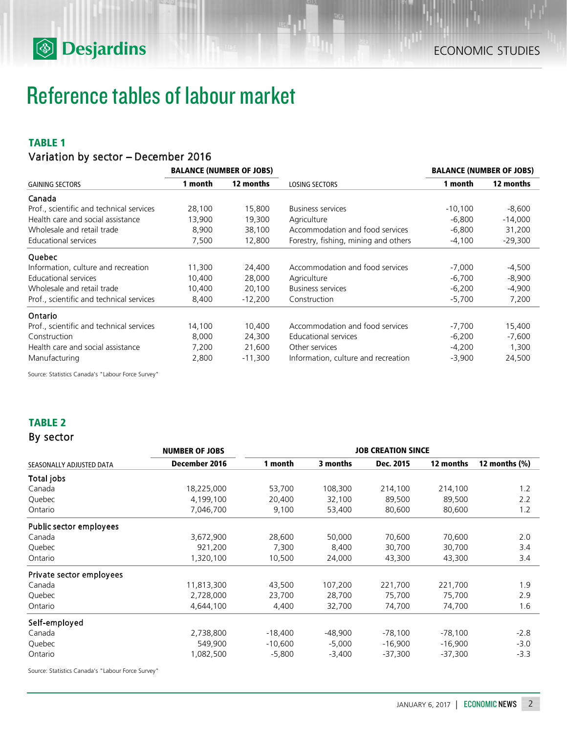# Reference tables of labour market

## TABLE 1

### Variation by sector – December 2016

| | BALANCE (NUMBER OF JOBS) | | | BALANCE (NUMBER OF JOBS) | |
|---|---|---|---|---|---|
| GAINING SECTORS | 1 month | 12 months | LOSING SECTORS | 1 month | 12 months |
| **Canada** | | | | | |
| Prof., scientific and technical services | 28,100 | 15,800 | Business services | -10,100 | -8,600 |
| Health care and social assistance | 13,900 | 19,300 | Agriculture | -6,800 | -14,000 |
| Wholesale and retail trade | 8,900 | 38,100 | Accommodation and food services | -6,800 | 31,200 |
| Educational services | 7,500 | 12,800 | Forestry, fishing, mining and others | -4,100 | -29,300 |
| **Quebec** | | | | | |
| Information, culture and recreation | 11,300 | 24,400 | Accommodation and food services | -7,000 | -4,500 |
| Educational services | 10,400 | 28,000 | Agriculture | -6,700 | -8,900 |
| Wholesale and retail trade | 10,400 | 20,100 | Business services | -6,200 | -4,900 |
| Prof., scientific and technical services | 8,400 | -12,200 | Construction | -5,700 | 7,200 |
| **Ontario** | | | | | |
| Prof., scientific and technical services | 14,100 | 10,400 | Accommodation and food services | -7,700 | 15,400 |
| Construction | 8,000 | 24,300 | Educational services | -6,200 | -7,600 |
| Health care and social assistance | 7,200 | 21,600 | Other services | -4,200 | 1,300 |
| Manufacturing | 2,800 | -11,300 | Information, culture and recreation | -3,900 | 24,500 |

Source: Statistics Canada's "Labour Force Survey"

## TABLE 2

### By sector

| | NUMBER OF JOBS | JOB CREATION SINCE | | | | |
|---|---|---|---|---|---|---|
| SEASONALLY ADJUSTED DATA | December 2016 | 1 month | 3 months | Dec. 2015 | 12 months | 12 months (%) |
| **Total jobs** | | | | | | |
| Canada | 18,225,000 | 53,700 | 108,300 | 214,100 | 214,100 | 1.2 |
| Quebec | 4,199,100 | 20,400 | 32,100 | 89,500 | 89,500 | 2.2 |
| Ontario | 7,046,700 | 9,100 | 53,400 | 80,600 | 80,600 | 1.2 |
| **Public sector employees** | | | | | | |
| Canada | 3,672,900 | 28,600 | 50,000 | 70,600 | 70,600 | 2.0 |
| Quebec | 921,200 | 7,300 | 8,400 | 30,700 | 30,700 | 3.4 |
| Ontario | 1,320,100 | 10,500 | 24,000 | 43,300 | 43,300 | 3.4 |
| **Private sector employees** | | | | | | |
| Canada | 11,813,300 | 43,500 | 107,200 | 221,700 | 221,700 | 1.9 |
| Quebec | 2,728,000 | 23,700 | 28,700 | 75,700 | 75,700 | 2.9 |
| Ontario | 4,644,100 | 4,400 | 32,700 | 74,700 | 74,700 | 1.6 |
| **Self-employed** | | | | | | |
| Canada | 2,738,800 | -18,400 | -48,900 | -78,100 | -78,100 | -2.8 |
| Quebec | 549,900 | -10,600 | -5,000 | -16,900 | -16,900 | -3.0 |
| Ontario | 1,082,500 | -5,800 | -3,400 | -37,300 | -37,300 | -3.3 |

Source: Statistics Canada's "Labour Force Survey"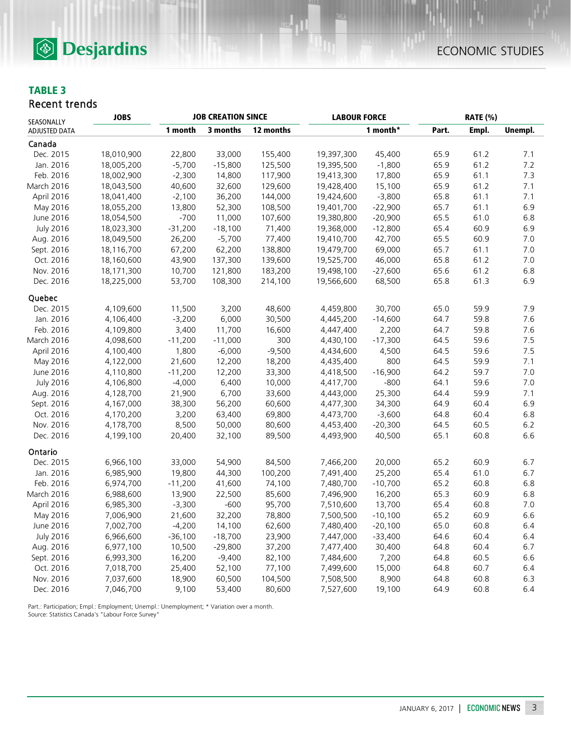## TABLE 3

Recent trends

| SEASONALLY ADJUSTED DATA | JOBS | JOB CREATION SINCE | | | LABOUR FORCE | | RATE (%) | | |
|---|---|---|---|---|---|---|---|---|---|
| | | 1 month | 3 months | 12 months | | 1 month* | Part. | Empl. | Unempl. |
| **Canada** | | | | | | | | | |
| Dec. 2015 | 18,010,900 | 22,800 | 33,000 | 155,400 | 19,397,300 | 45,400 | 65.9 | 61.2 | 7.1 |
| Jan. 2016 | 18,005,200 | -5,700 | -15,800 | 125,500 | 19,395,500 | -1,800 | 65.9 | 61.2 | 7.2 |
| Feb. 2016 | 18,002,900 | -2,300 | 14,800 | 117,900 | 19,413,300 | 17,800 | 65.9 | 61.1 | 7.3 |
| March 2016 | 18,043,500 | 40,600 | 32,600 | 129,600 | 19,428,400 | 15,100 | 65.9 | 61.2 | 7.1 |
| April 2016 | 18,041,400 | -2,100 | 36,200 | 144,000 | 19,424,600 | -3,800 | 65.8 | 61.1 | 7.1 |
| May 2016 | 18,055,200 | 13,800 | 52,300 | 108,500 | 19,401,700 | -22,900 | 65.7 | 61.1 | 6.9 |
| June 2016 | 18,054,500 | -700 | 11,000 | 107,600 | 19,380,800 | -20,900 | 65.5 | 61.0 | 6.8 |
| July 2016 | 18,023,300 | -31,200 | -18,100 | 71,400 | 19,368,000 | -12,800 | 65.4 | 60.9 | 6.9 |
| Aug. 2016 | 18,049,500 | 26,200 | -5,700 | 77,400 | 19,410,700 | 42,700 | 65.5 | 60.9 | 7.0 |
| Sept. 2016 | 18,116,700 | 67,200 | 62,200 | 138,800 | 19,479,700 | 69,000 | 65.7 | 61.1 | 7.0 |
| Oct. 2016 | 18,160,600 | 43,900 | 137,300 | 139,600 | 19,525,700 | 46,000 | 65.8 | 61.2 | 7.0 |
| Nov. 2016 | 18,171,300 | 10,700 | 121,800 | 183,200 | 19,498,100 | -27,600 | 65.6 | 61.2 | 6.8 |
| Dec. 2016 | 18,225,000 | 53,700 | 108,300 | 214,100 | 19,566,600 | 68,500 | 65.8 | 61.3 | 6.9 |
| **Quebec** | | | | | | | | | |
| Dec. 2015 | 4,109,600 | 11,500 | 3,200 | 48,600 | 4,459,800 | 30,700 | 65.0 | 59.9 | 7.9 |
| Jan. 2016 | 4,106,400 | -3,200 | 6,000 | 30,500 | 4,445,200 | -14,600 | 64.7 | 59.8 | 7.6 |
| Feb. 2016 | 4,109,800 | 3,400 | 11,700 | 16,600 | 4,447,400 | 2,200 | 64.7 | 59.8 | 7.6 |
| March 2016 | 4,098,600 | -11,200 | -11,000 | 300 | 4,430,100 | -17,300 | 64.5 | 59.6 | 7.5 |
| April 2016 | 4,100,400 | 1,800 | -6,000 | -9,500 | 4,434,600 | 4,500 | 64.5 | 59.6 | 7.5 |
| May 2016 | 4,122,000 | 21,600 | 12,200 | 18,200 | 4,435,400 | 800 | 64.5 | 59.9 | 7.1 |
| June 2016 | 4,110,800 | -11,200 | 12,200 | 33,300 | 4,418,500 | -16,900 | 64.2 | 59.7 | 7.0 |
| July 2016 | 4,106,800 | -4,000 | 6,400 | 10,000 | 4,417,700 | -800 | 64.1 | 59.6 | 7.0 |
| Aug. 2016 | 4,128,700 | 21,900 | 6,700 | 33,600 | 4,443,000 | 25,300 | 64.4 | 59.9 | 7.1 |
| Sept. 2016 | 4,167,000 | 38,300 | 56,200 | 60,600 | 4,477,300 | 34,300 | 64.9 | 60.4 | 6.9 |
| Oct. 2016 | 4,170,200 | 3,200 | 63,400 | 69,800 | 4,473,700 | -3,600 | 64.8 | 60.4 | 6.8 |
| Nov. 2016 | 4,178,700 | 8,500 | 50,000 | 80,600 | 4,453,400 | -20,300 | 64.5 | 60.5 | 6.2 |
| Dec. 2016 | 4,199,100 | 20,400 | 32,100 | 89,500 | 4,493,900 | 40,500 | 65.1 | 60.8 | 6.6 |
| **Ontario** | | | | | | | | | |
| Dec. 2015 | 6,966,100 | 33,000 | 54,900 | 84,500 | 7,466,200 | 20,000 | 65.2 | 60.9 | 6.7 |
| Jan. 2016 | 6,985,900 | 19,800 | 44,300 | 100,200 | 7,491,400 | 25,200 | 65.4 | 61.0 | 6.7 |
| Feb. 2016 | 6,974,700 | -11,200 | 41,600 | 74,100 | 7,480,700 | -10,700 | 65.2 | 60.8 | 6.8 |
| March 2016 | 6,988,600 | 13,900 | 22,500 | 85,600 | 7,496,900 | 16,200 | 65.3 | 60.9 | 6.8 |
| April 2016 | 6,985,300 | -3,300 | -600 | 95,700 | 7,510,600 | 13,700 | 65.4 | 60.8 | 7.0 |
| May 2016 | 7,006,900 | 21,600 | 32,200 | 78,800 | 7,500,500 | -10,100 | 65.2 | 60.9 | 6.6 |
| June 2016 | 7,002,700 | -4,200 | 14,100 | 62,600 | 7,480,400 | -20,100 | 65.0 | 60.8 | 6.4 |
| July 2016 | 6,966,600 | -36,100 | -18,700 | 23,900 | 7,447,000 | -33,400 | 64.6 | 60.4 | 6.4 |
| Aug. 2016 | 6,977,100 | 10,500 | -29,800 | 37,200 | 7,477,400 | 30,400 | 64.8 | 60.4 | 6.7 |
| Sept. 2016 | 6,993,300 | 16,200 | -9,400 | 82,100 | 7,484,600 | 7,200 | 64.8 | 60.5 | 6.6 |
| Oct. 2016 | 7,018,700 | 25,400 | 52,100 | 77,100 | 7,499,600 | 15,000 | 64.8 | 60.7 | 6.4 |
| Nov. 2016 | 7,037,600 | 18,900 | 60,500 | 104,500 | 7,508,500 | 8,900 | 64.8 | 60.8 | 6.3 |
| Dec. 2016 | 7,046,700 | 9,100 | 53,400 | 80,600 | 7,527,600 | 19,100 | 64.9 | 60.8 | 6.4 |

Part.: Participation; Empl.: Employment; Unempl.: Unemployment; * Variation over a month.
Source: Statistics Canada's "Labour Force Survey"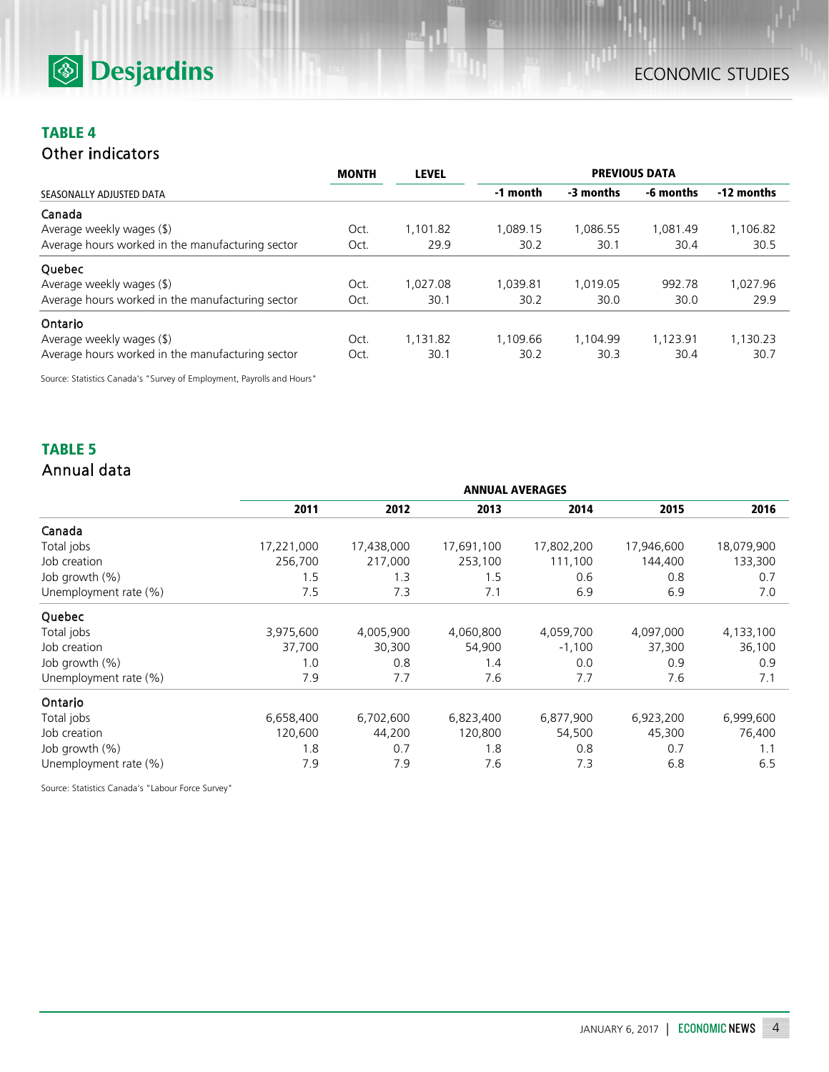### TABLE 4
Other indicators

| SEASONALLY ADJUSTED DATA | MONTH | LEVEL | PREVIOUS DATA | | | |
|---|---|---|---|---|---|---|
| | | | -1 month | -3 months | -6 months | -12 months |
| **Canada** | | | | | | |
| Average weekly wages ($) | Oct. | 1,101.82 | 1,089.15 | 1,086.55 | 1,081.49 | 1,106.82 |
| Average hours worked in the manufacturing sector | Oct. | 29.9 | 30.2 | 30.1 | 30.4 | 30.5 |
| **Quebec** | | | | | | |
| Average weekly wages ($) | Oct. | 1,027.08 | 1,039.81 | 1,019.05 | 992.78 | 1,027.96 |
| Average hours worked in the manufacturing sector | Oct. | 30.1 | 30.2 | 30.0 | 30.0 | 29.9 |
| **Ontario** | | | | | | |
| Average weekly wages ($) | Oct. | 1,131.82 | 1,109.66 | 1,104.99 | 1,123.91 | 1,130.23 |
| Average hours worked in the manufacturing sector | Oct. | 30.1 | 30.2 | 30.3 | 30.4 | 30.7 |

Source: Statistics Canada's "Survey of Employment, Payrolls and Hours"

### TABLE 5
Annual data

| | ANNUAL AVERAGES | | | | | |
|---|---|---|---|---|---|---|
| | 2011 | 2012 | 2013 | 2014 | 2015 | 2016 |
| **Canada** | | | | | | |
| Total jobs | 17,221,000 | 17,438,000 | 17,691,100 | 17,802,200 | 17,946,600 | 18,079,900 |
| Job creation | 256,700 | 217,000 | 253,100 | 111,100 | 144,400 | 133,300 |
| Job growth (%) | 1.5 | 1.3 | 1.5 | 0.6 | 0.8 | 0.7 |
| Unemployment rate (%) | 7.5 | 7.3 | 7.1 | 6.9 | 6.9 | 7.0 |
| **Quebec** | | | | | | |
| Total jobs | 3,975,600 | 4,005,900 | 4,060,800 | 4,059,700 | 4,097,000 | 4,133,100 |
| Job creation | 37,700 | 30,300 | 54,900 | -1,100 | 37,300 | 36,100 |
| Job growth (%) | 1.0 | 0.8 | 1.4 | 0.0 | 0.9 | 0.9 |
| Unemployment rate (%) | 7.9 | 7.7 | 7.6 | 7.7 | 7.6 | 7.1 |
| **Ontario** | | | | | | |
| Total jobs | 6,658,400 | 6,702,600 | 6,823,400 | 6,877,900 | 6,923,200 | 6,999,600 |
| Job creation | 120,600 | 44,200 | 120,800 | 54,500 | 45,300 | 76,400 |
| Job growth (%) | 1.8 | 0.7 | 1.8 | 0.8 | 0.7 | 1.1 |
| Unemployment rate (%) | 7.9 | 7.9 | 7.6 | 7.3 | 6.8 | 6.5 |

Source: Statistics Canada's "Labour Force Survey"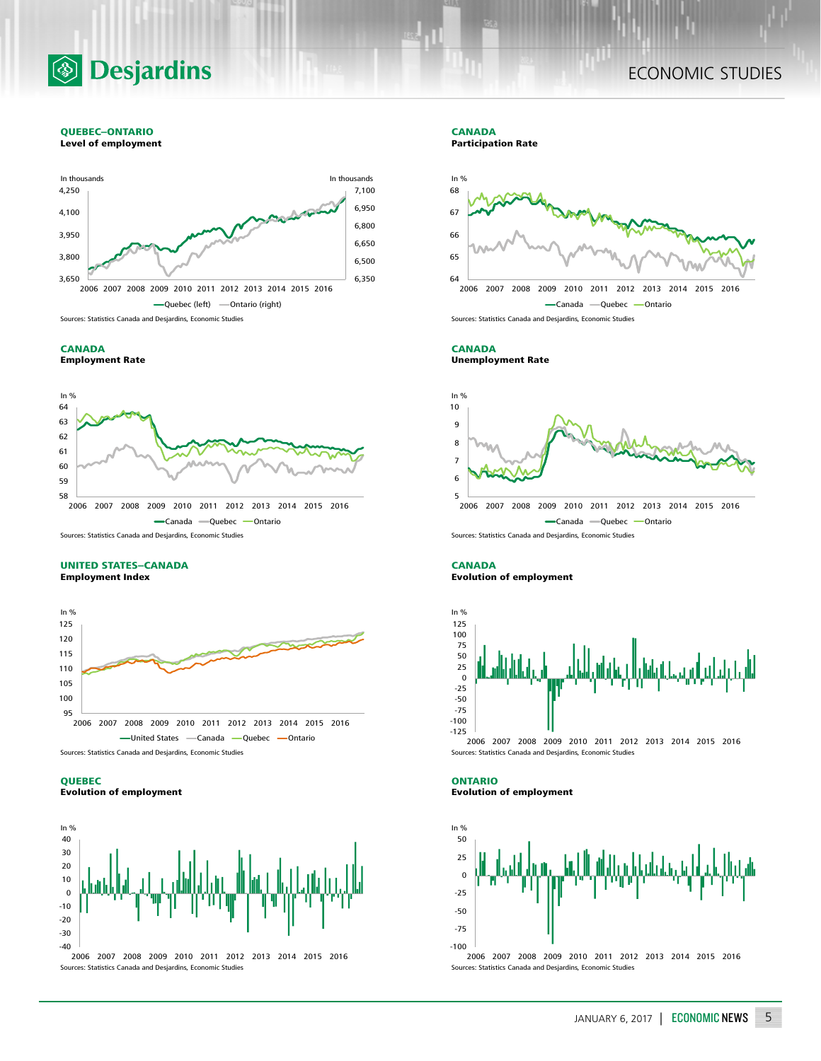**QUEBEC–ONTARIO**
**Level of employment**

In thousands
4,250
4,100
3,950
3,800
3,650

In thousands
7,100
6,950
6,800
6,650
6,500
6,350

2006 2007 2008 2009 2010 2011 2012 2013 2014 2015 2016

Quebec (left) Ontario (right)

Sources: Statistics Canada and Desjardins, Economic Studies

**CANADA**
**Participation Rate**

In %
68
67
66
65
64

2006 2007 2008 2009 2010 2011 2012 2013 2014 2015 2016

Canada Quebec Ontario

Sources: Statistics Canada and Desjardins, Economic Studies

**CANADA**
**Employment Rate**

In %
64
63
62
61
60
59
58

2006 2007 2008 2009 2010 2011 2012 2013 2014 2015 2016

Canada Quebec Ontario

Sources: Statistics Canada and Desjardins, Economic Studies

**CANADA**
**Unemployment Rate**

In %
10
9
8
7
6
5

2006 2007 2008 2009 2010 2011 2012 2013 2014 2015 2016

Canada Quebec Ontario

Sources: Statistics Canada and Desjardins, Economic Studies

**UNITED STATES–CANADA**
**Employment Index**

In %
125
120
115
110
105
100
95

2006 2007 2008 2009 2010 2011 2012 2013 2014 2015 2016

United States Canada Quebec Ontario

Sources: Statistics Canada and Desjardins, Economic Studies

**CANADA**
**Evolution of employment**

In %
125
100
75
50
25
0
-25
-50
-75
-100
-125

2006 2007 2008 2009 2010 2011 2012 2013 2014 2015 2016

Sources: Statistics Canada and Desjardins, Economic Studies

**QUEBEC**
**Evolution of employment**

In %
40
30
20
10
0
-10
-20
-30
-40

2006 2007 2008 2009 2010 2011 2012 2013 2014 2015 2016

Sources: Statistics Canada and Desjardins, Economic Studies

**ONTARIO**
**Evolution of employment**

In %
50
25
0
-25
-50
-75
-100

2006 2007 2008 2009 2010 2011 2012 2013 2014 2015 2016

Sources: Statistics Canada and Desjardins, Economic Studies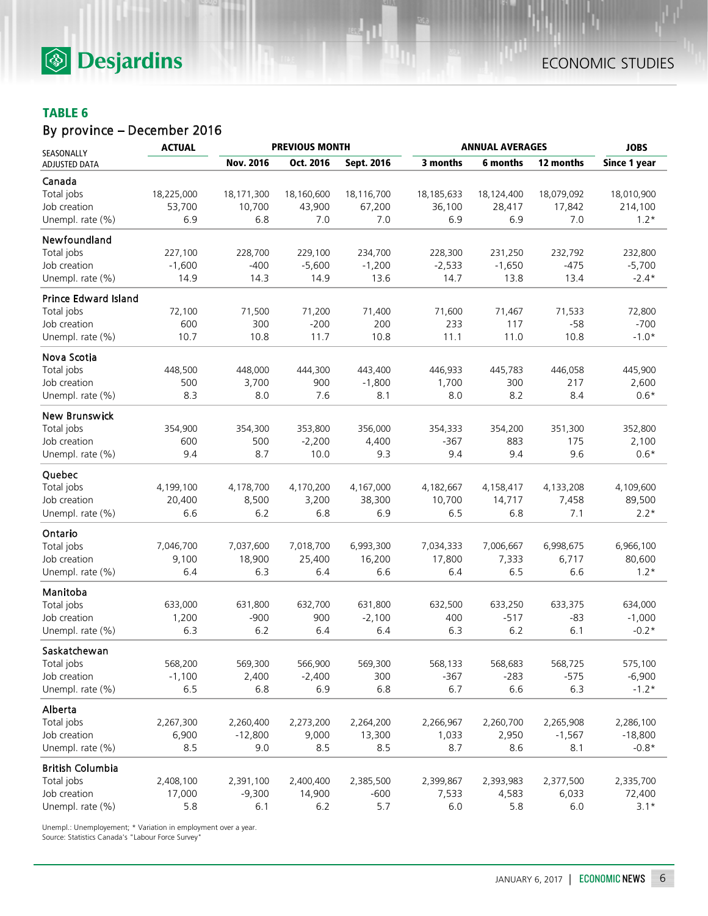## TABLE 6

### By province – December 2016

| SEASONALLY ADJUSTED DATA | ACTUAL | PREVIOUS MONTH | | | ANNUAL AVERAGES | | | JOBS |
|---|---|---|---|---|---|---|---|---|
| | | Nov. 2016 | Oct. 2016 | Sept. 2016 | 3 months | 6 months | 12 months | Since 1 year |
| **Canada** | | | | | | | | |
| Total jobs | 18,225,000 | 18,171,300 | 18,160,600 | 18,116,700 | 18,185,633 | 18,124,400 | 18,079,092 | 18,010,900 |
| Job creation | 53,700 | 10,700 | 43,900 | 67,200 | 36,100 | 28,417 | 17,842 | 214,100 |
| Unempl. rate (%) | 6.9 | 6.8 | 7.0 | 7.0 | 6.9 | 6.9 | 7.0 | 1.2* |
| **Newfoundland** | | | | | | | | |
| Total jobs | 227,100 | 228,700 | 229,100 | 234,700 | 228,300 | 231,250 | 232,792 | 232,800 |
| Job creation | -1,600 | -400 | -5,600 | -1,200 | -2,533 | -1,650 | -475 | -5,700 |
| Unempl. rate (%) | 14.9 | 14.3 | 14.9 | 13.6 | 14.7 | 13.8 | 13.4 | -2.4* |
| **Prince Edward Island** | | | | | | | | |
| Total jobs | 72,100 | 71,500 | 71,200 | 71,400 | 71,600 | 71,467 | 71,533 | 72,800 |
| Job creation | 600 | 300 | -200 | 200 | 233 | 117 | -58 | -700 |
| Unempl. rate (%) | 10.7 | 10.8 | 11.7 | 10.8 | 11.1 | 11.0 | 10.8 | -1.0* |
| **Nova Scotia** | | | | | | | | |
| Total jobs | 448,500 | 448,000 | 444,300 | 443,400 | 446,933 | 445,783 | 446,058 | 445,900 |
| Job creation | 500 | 3,700 | 900 | -1,800 | 1,700 | 300 | 217 | 2,600 |
| Unempl. rate (%) | 8.3 | 8.0 | 7.6 | 8.1 | 8.0 | 8.2 | 8.4 | 0.6* |
| **New Brunswick** | | | | | | | | |
| Total jobs | 354,900 | 354,300 | 353,800 | 356,000 | 354,333 | 354,200 | 351,300 | 352,800 |
| Job creation | 600 | 500 | -2,200 | 4,400 | -367 | 883 | 175 | 2,100 |
| Unempl. rate (%) | 9.4 | 8.7 | 10.0 | 9.3 | 9.4 | 9.4 | 9.6 | 0.6* |
| **Quebec** | | | | | | | | |
| Total jobs | 4,199,100 | 4,178,700 | 4,170,200 | 4,167,000 | 4,182,667 | 4,158,417 | 4,133,208 | 4,109,600 |
| Job creation | 20,400 | 8,500 | 3,200 | 38,300 | 10,700 | 14,717 | 7,458 | 89,500 |
| Unempl. rate (%) | 6.6 | 6.2 | 6.8 | 6.9 | 6.5 | 6.8 | 7.1 | 2.2* |
| **Ontario** | | | | | | | | |
| Total jobs | 7,046,700 | 7,037,600 | 7,018,700 | 6,993,300 | 7,034,333 | 7,006,667 | 6,998,675 | 6,966,100 |
| Job creation | 9,100 | 18,900 | 25,400 | 16,200 | 17,800 | 7,333 | 6,717 | 80,600 |
| Unempl. rate (%) | 6.4 | 6.3 | 6.4 | 6.6 | 6.4 | 6.5 | 6.6 | 1.2* |
| **Manitoba** | | | | | | | | |
| Total jobs | 633,000 | 631,800 | 632,700 | 631,800 | 632,500 | 633,250 | 633,375 | 634,000 |
| Job creation | 1,200 | -900 | 900 | -2,100 | 400 | -517 | -83 | -1,000 |
| Unempl. rate (%) | 6.3 | 6.2 | 6.4 | 6.4 | 6.3 | 6.2 | 6.1 | -0.2* |
| **Saskatchewan** | | | | | | | | |
| Total jobs | 568,200 | 569,300 | 566,900 | 569,300 | 568,133 | 568,683 | 568,725 | 575,100 |
| Job creation | -1,100 | 2,400 | -2,400 | 300 | -367 | -283 | -575 | -6,900 |
| Unempl. rate (%) | 6.5 | 6.8 | 6.9 | 6.8 | 6.7 | 6.6 | 6.3 | -1.2* |
| **Alberta** | | | | | | | | |
| Total jobs | 2,267,300 | 2,260,400 | 2,273,200 | 2,264,200 | 2,266,967 | 2,260,700 | 2,265,908 | 2,286,100 |
| Job creation | 6,900 | -12,800 | 9,000 | 13,300 | 1,033 | 2,950 | -1,567 | -18,800 |
| Unempl. rate (%) | 8.5 | 9.0 | 8.5 | 8.5 | 8.7 | 8.6 | 8.1 | -0.8* |
| **British Columbia** | | | | | | | | |
| Total jobs | 2,408,100 | 2,391,100 | 2,400,400 | 2,385,500 | 2,399,867 | 2,393,983 | 2,377,500 | 2,335,700 |
| Job creation | 17,000 | -9,300 | 14,900 | -600 | 7,533 | 4,583 | 6,033 | 72,400 |
| Unempl. rate (%) | 5.8 | 6.1 | 6.2 | 5.7 | 6.0 | 5.8 | 6.0 | 3.1* |

Unempl.: Unemployement; * Variation in employment over a year.
Source: Statistics Canada's "Labour Force Survey"